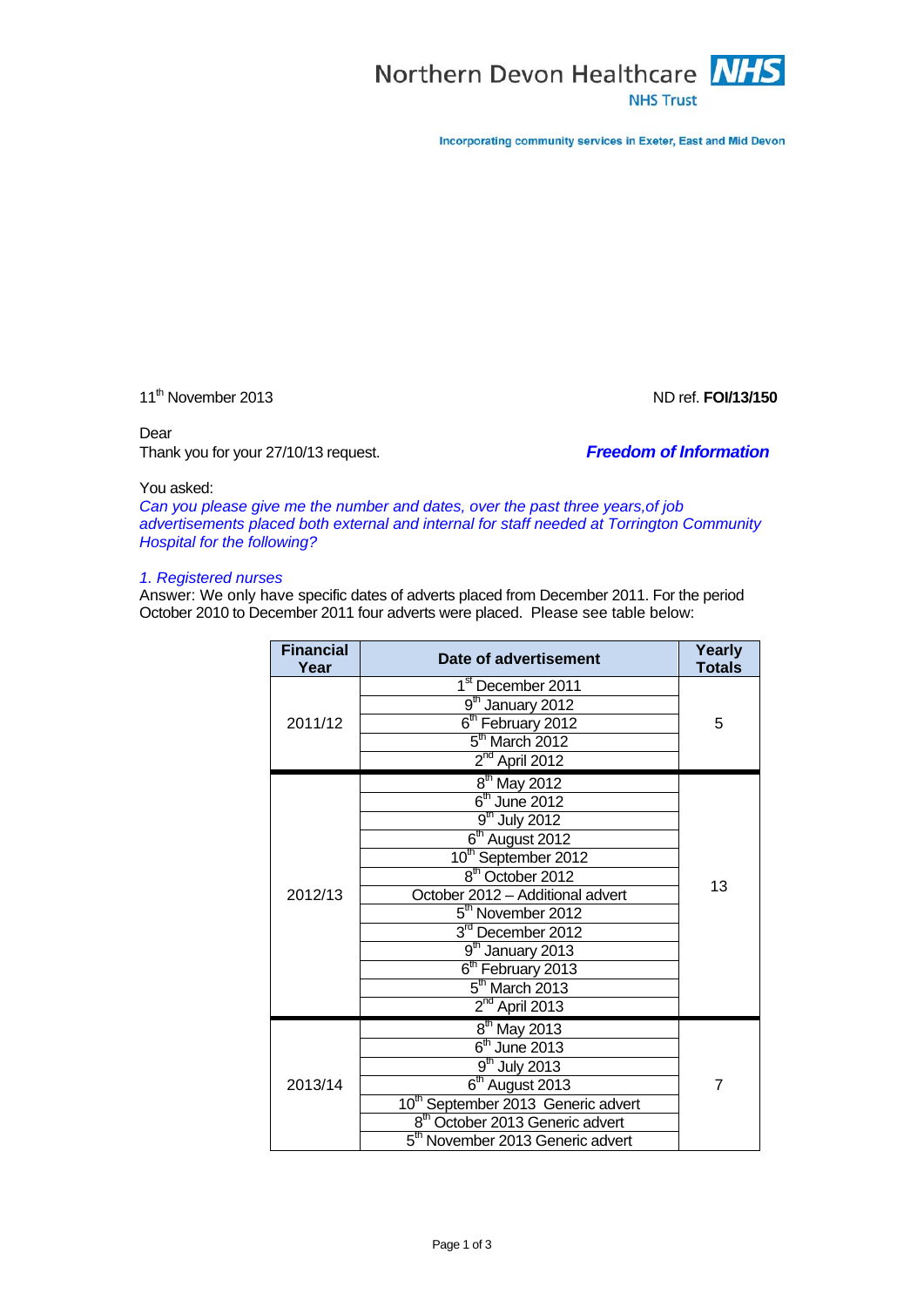Northern Devon Healthcare **NHS**
NHS Trust

Incorporating community services in Exeter, East and Mid Devon

11th November 2013 ND ref. **FOI/13/150**

Dear

Thank you for your 27/10/13 request.

***Freedom of Information***

You asked:

*Can you please give me the number and dates, over the past three years,of job advertisements placed both external and internal for staff needed at Torrington Community Hospital for the following?*

*1. Registered nurses*

Answer: We only have specific dates of adverts placed from December 2011. For the period October 2010 to December 2011 four adverts were placed. Please see table below:

| Financial Year | Date of advertisement | Yearly Totals |
|---|---|---|
| 2011/12 | 1st December 2011 | 5 |
| | 9th January 2012 | |
| | 6th February 2012 | |
| | 5th March 2012 | |
| | 2nd April 2012 | |
| 2012/13 | 8th May 2012 | 13 |
| | 6th June 2012 | |
| | 9th July 2012 | |
| | 6th August 2012 | |
| | 10th September 2012 | |
| | 8th October 2012 | |
| | October 2012 – Additional advert | |
| | 5th November 2012 | |
| | 3rd December 2012 | |
| | 9th January 2013 | |
| | 6th February 2013 | |
| | 5th March 2013 | |
| | 2nd April 2013 | |
| 2013/14 | 8th May 2013 | 7 |
| | 6th June 2013 | |
| | 9th July 2013 | |
| | 6th August 2013 | |
| | 10th September 2013 Generic advert | |
| | 8th October 2013 Generic advert | |
| | 5th November 2013 Generic advert | |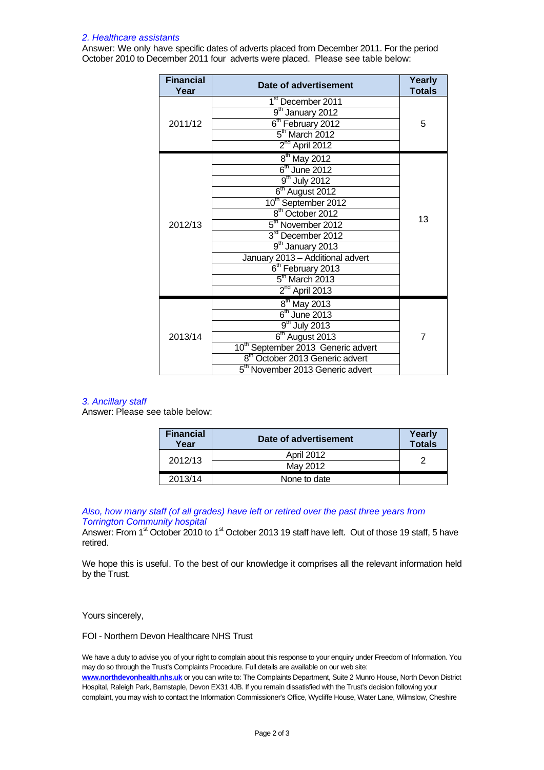*2. Healthcare assistants*

Answer: We only have specific dates of adverts placed from December 2011. For the period October 2010 to December 2011 four adverts were placed. Please see table below:

| Financial Year | Date of advertisement | Yearly Totals |
|---|---|---|
| 2011/12 | 1st December 2011 | 5 |
| | 9th January 2012 | |
| | 6th February 2012 | |
| | 5th March 2012 | |
| | 2nd April 2012 | |
| 2012/13 | 8th May 2012 | 13 |
| | 6th June 2012 | |
| | 9th July 2012 | |
| | 6th August 2012 | |
| | 10th September 2012 | |
| | 8th October 2012 | |
| | 5th November 2012 | |
| | 3rd December 2012 | |
| | 9th January 2013 | |
| | January 2013 – Additional advert | |
| | 6th February 2013 | |
| | 5th March 2013 | |
| | 2nd April 2013 | |
| 2013/14 | 8th May 2013 | 7 |
| | 6th June 2013 | |
| | 9th July 2013 | |
| | 6th August 2013 | |
| | 10th September 2013 Generic advert | |
| | 8th October 2013 Generic advert | |
| | 5th November 2013 Generic advert | |

*3. Ancillary staff*

Answer: Please see table below:

| Financial Year | Date of advertisement | Yearly Totals |
|---|---|---|
| 2012/13 | April 2012 | 2 |
| | May 2012 | |
| 2013/14 | None to date | |

*Also, how many staff (of all grades) have left or retired over the past three years from Torrington Community hospital*

Answer: From 1st October 2010 to 1st October 2013 19 staff have left. Out of those 19 staff, 5 have retired.

We hope this is useful. To the best of our knowledge it comprises all the relevant information held by the Trust.

Yours sincerely,

FOI - Northern Devon Healthcare NHS Trust

We have a duty to advise you of your right to complain about this response to your enquiry under Freedom of Information. You may do so through the Trust's Complaints Procedure. Full details are available on our web site: **www.northdevonhealth.nhs.uk** or you can write to: The Complaints Department, Suite 2 Munro House, North Devon District Hospital, Raleigh Park, Barnstaple, Devon EX31 4JB. If you remain dissatisfied with the Trust's decision following your complaint, you may wish to contact the Information Commissioner's Office, Wycliffe House, Water Lane, Wilmslow, Cheshire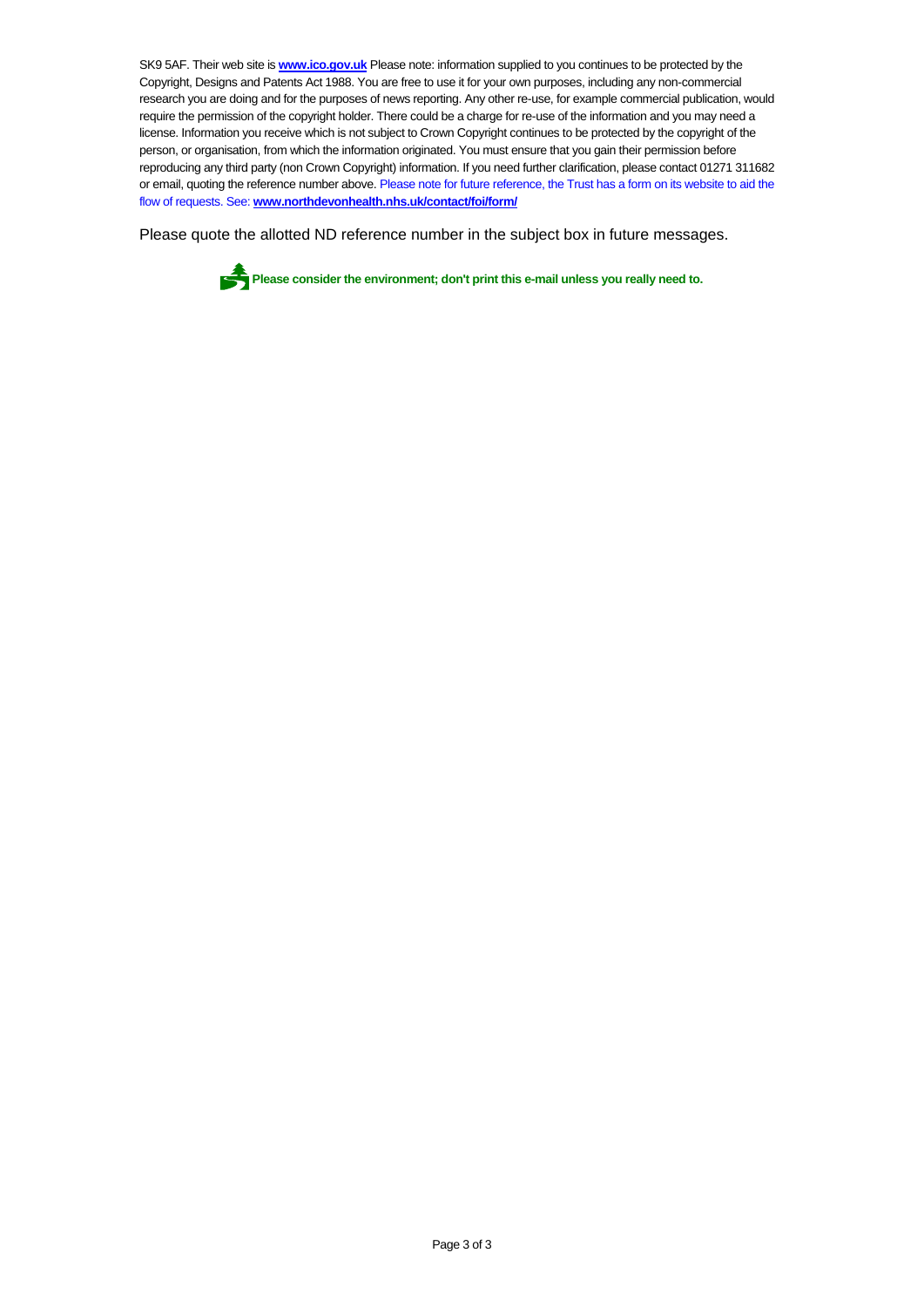SK9 5AF. Their web site is **www.ico.gov.uk** Please note: information supplied to you continues to be protected by the Copyright, Designs and Patents Act 1988. You are free to use it for your own purposes, including any non-commercial research you are doing and for the purposes of news reporting. Any other re-use, for example commercial publication, would require the permission of the copyright holder. There could be a charge for re-use of the information and you may need a license. Information you receive which is not subject to Crown Copyright continues to be protected by the copyright of the person, or organisation, from which the information originated. You must ensure that you gain their permission before reproducing any third party (non Crown Copyright) information. If you need further clarification, please contact 01271 311682 or email, quoting the reference number above. Please note for future reference, the Trust has a form on its website to aid the flow of requests. See: **www.northdevonhealth.nhs.uk/contact/foi/form/**

Please quote the allotted ND reference number in the subject box in future messages.

**Please consider the environment; don't print this e-mail unless you really need to.**